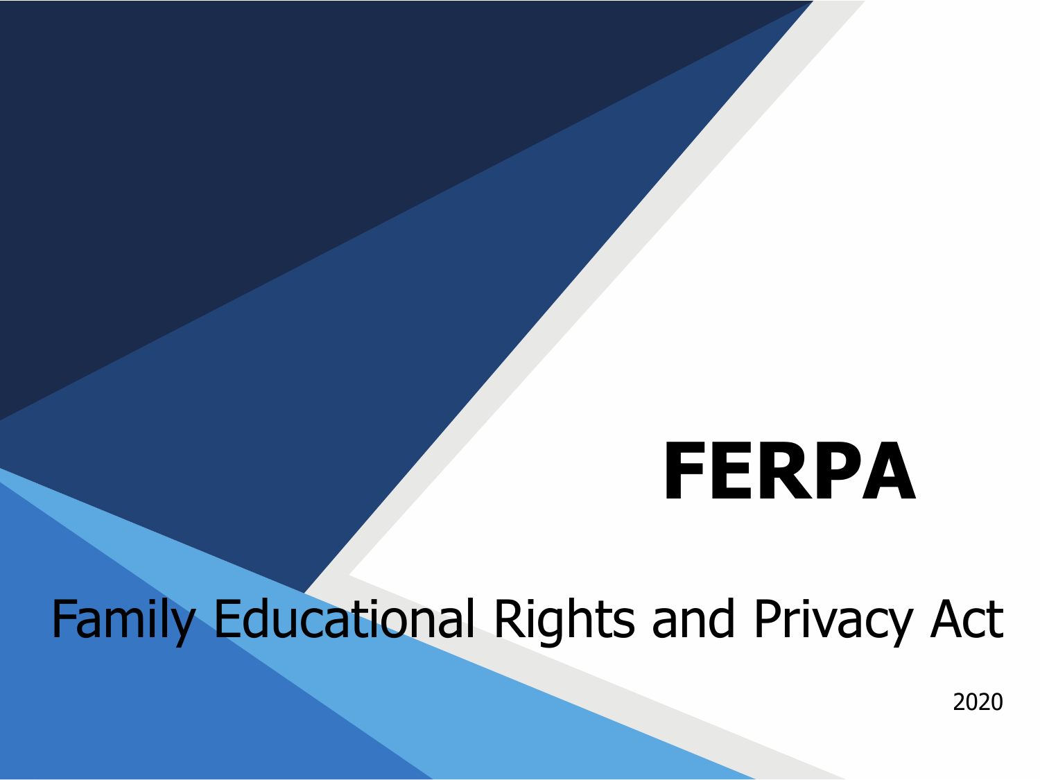# FERPA

## Family Educational Rights and Privacy Act

2020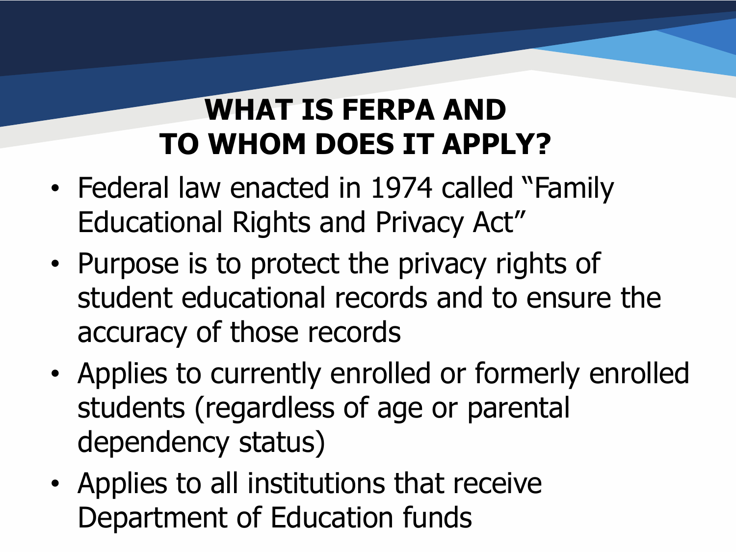# WHAT IS FERPA AND TO WHOM DOES IT APPLY?

- Federal law enacted in 1974 called "Family Educational Rights and Privacy Act"
- Purpose is to protect the privacy rights of student educational records and to ensure the accuracy of those records
- Applies to currently enrolled or formerly enrolled students (regardless of age or parental dependency status)
- Applies to all institutions that receive Department of Education funds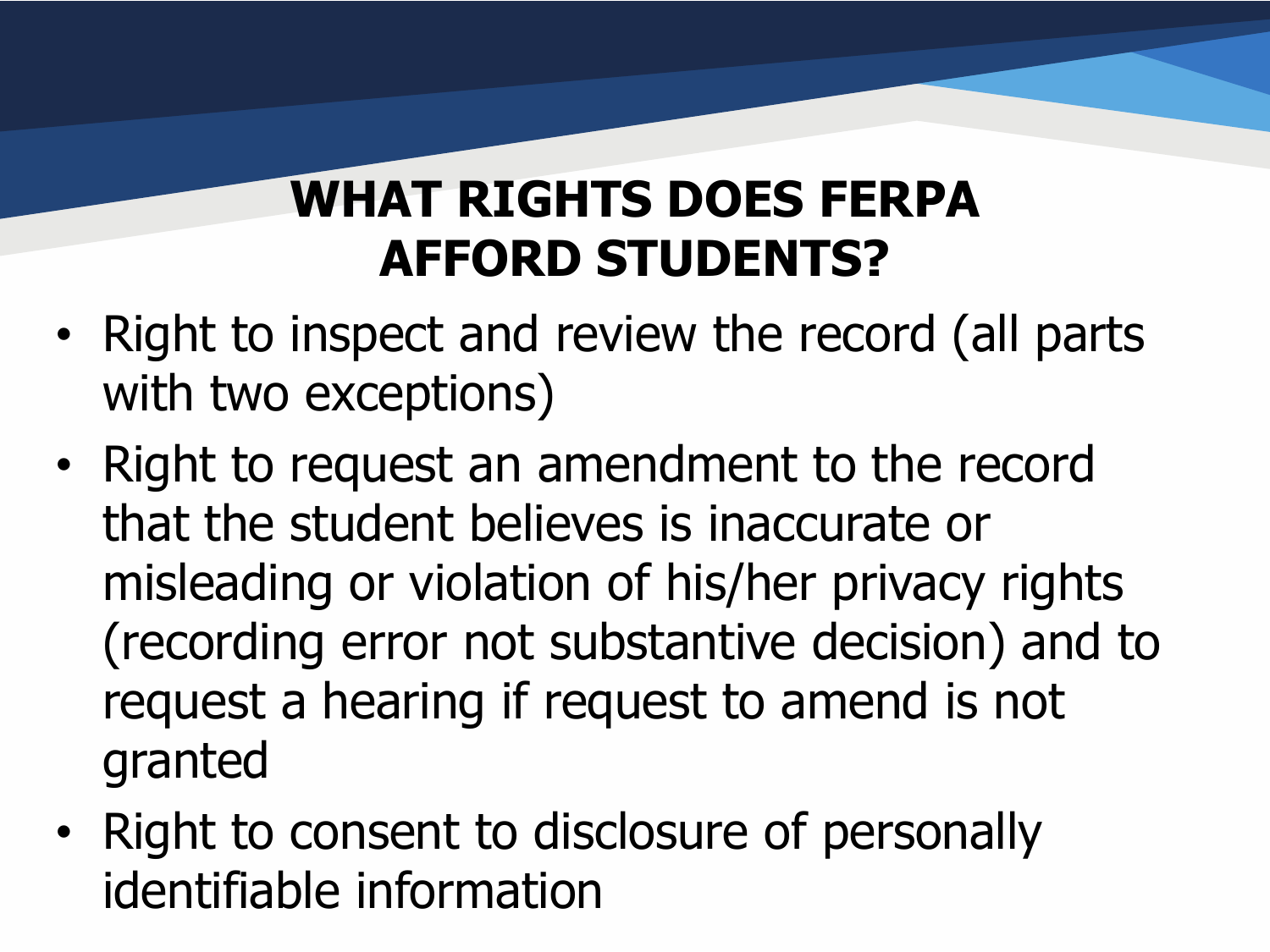# WHAT RIGHTS DOES FERPA AFFORD STUDENTS?

- Right to inspect and review the record (all parts with two exceptions)
- Right to request an amendment to the record that the student believes is inaccurate or misleading or violation of his/her privacy rights (recording error not substantive decision) and to request a hearing if request to amend is not granted
- Right to consent to disclosure of personally identifiable information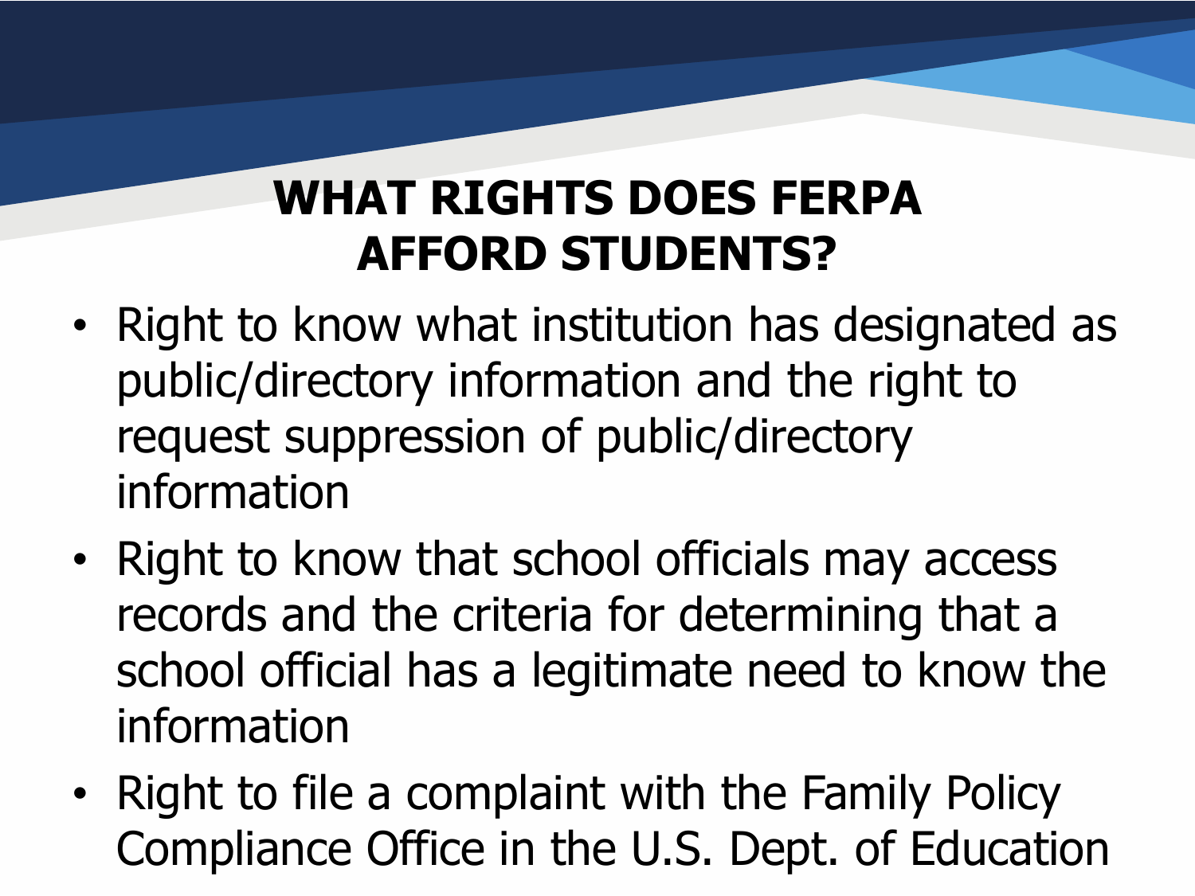# WHAT RIGHTS DOES FERPA AFFORD STUDENTS?

- Right to know what institution has designated as public/directory information and the right to request suppression of public/directory information
- Right to know that school officials may access records and the criteria for determining that a school official has a legitimate need to know the information
- Right to file a complaint with the Family Policy Compliance Office in the U.S. Dept. of Education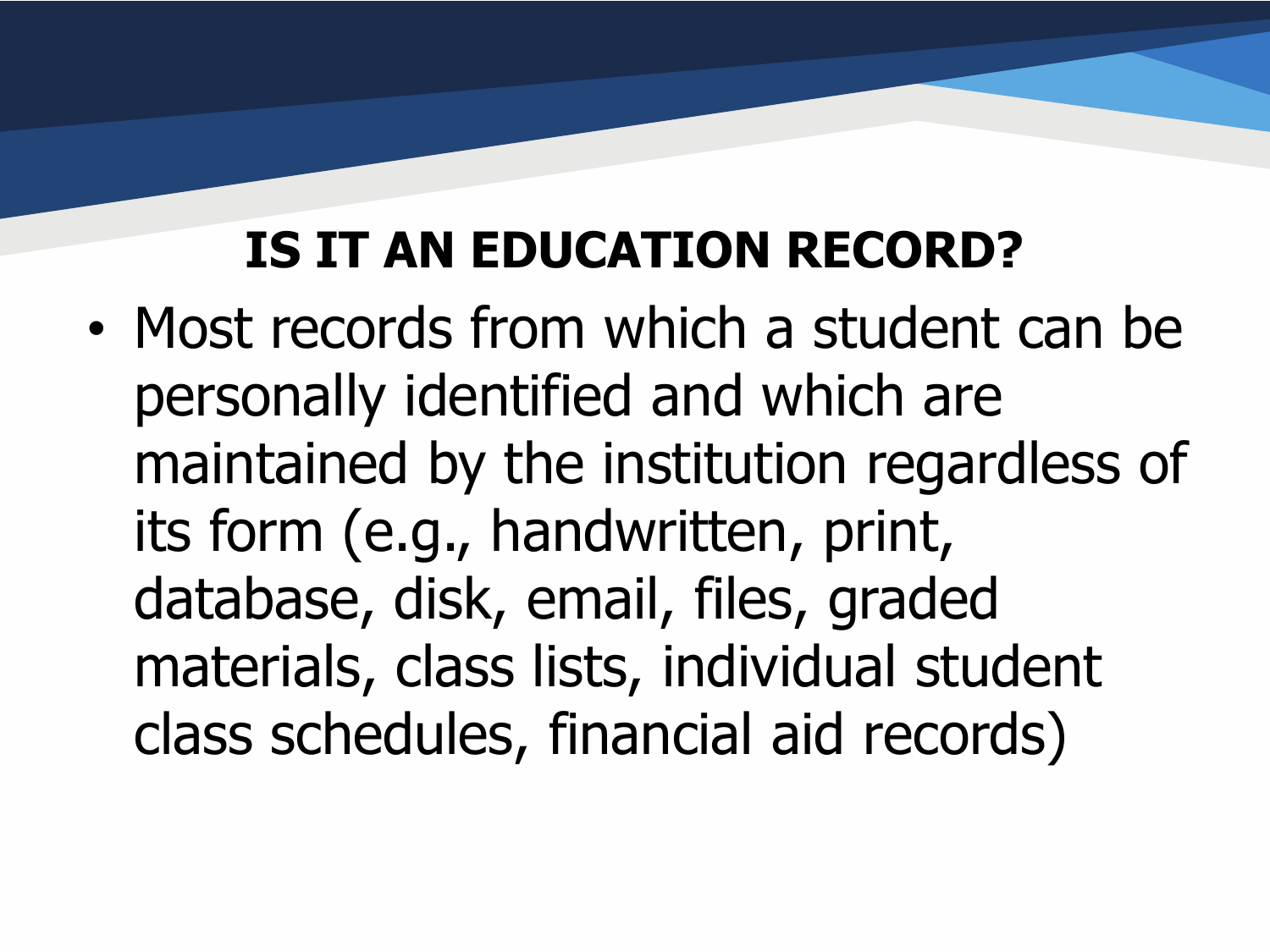## IS IT AN EDUCATION RECORD?

- Most records from which a student can be personally identified and which are maintained by the institution regardless of its form (e.g., handwritten, print, database, disk, email, files, graded materials, class lists, individual student class schedules, financial aid records)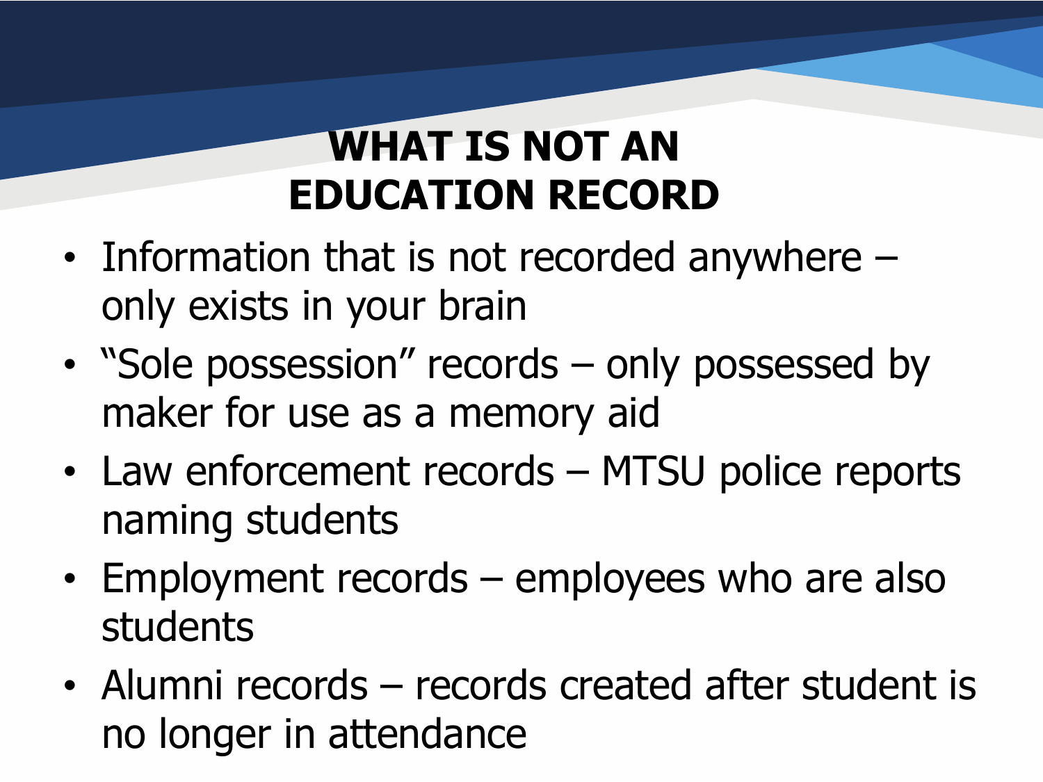# WHAT IS NOT AN EDUCATION RECORD

- Information that is not recorded anywhere – only exists in your brain
- “Sole possession” records – only possessed by maker for use as a memory aid
- Law enforcement records – MTSU police reports naming students
- Employment records – employees who are also students
- Alumni records – records created after student is no longer in attendance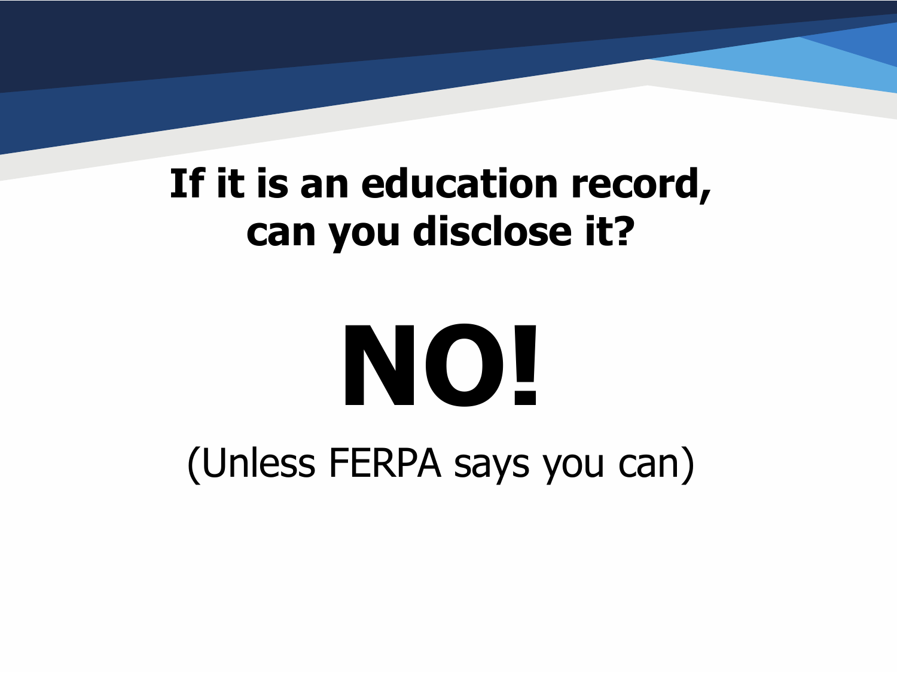## If it is an education record, can you disclose it?

# NO!

(Unless FERPA says you can)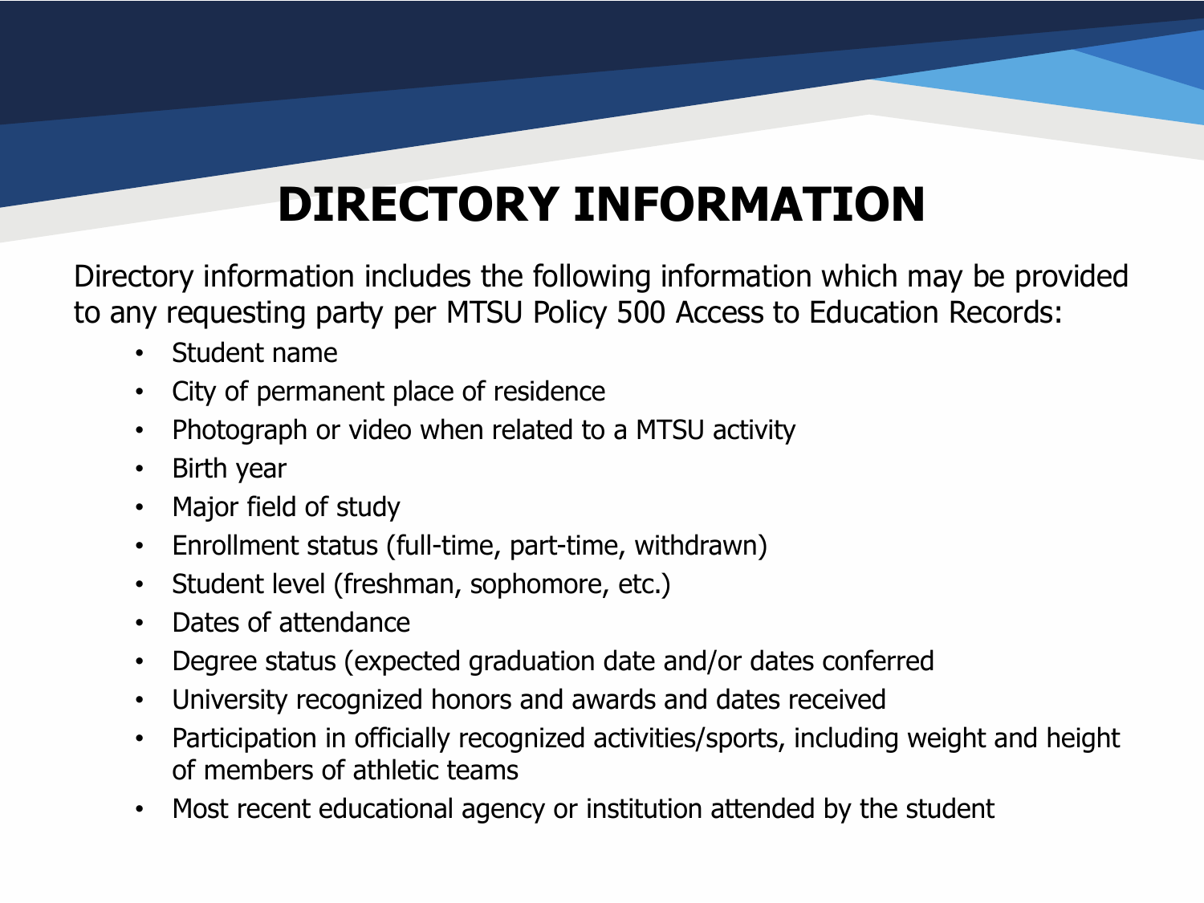# DIRECTORY INFORMATION

Directory information includes the following information which may be provided to any requesting party per MTSU Policy 500 Access to Education Records:

- Student name
- City of permanent place of residence
- Photograph or video when related to a MTSU activity
- Birth year
- Major field of study
- Enrollment status (full-time, part-time, withdrawn)
- Student level (freshman, sophomore, etc.)
- Dates of attendance
- Degree status (expected graduation date and/or dates conferred
- University recognized honors and awards and dates received
- Participation in officially recognized activities/sports, including weight and height of members of athletic teams
- Most recent educational agency or institution attended by the student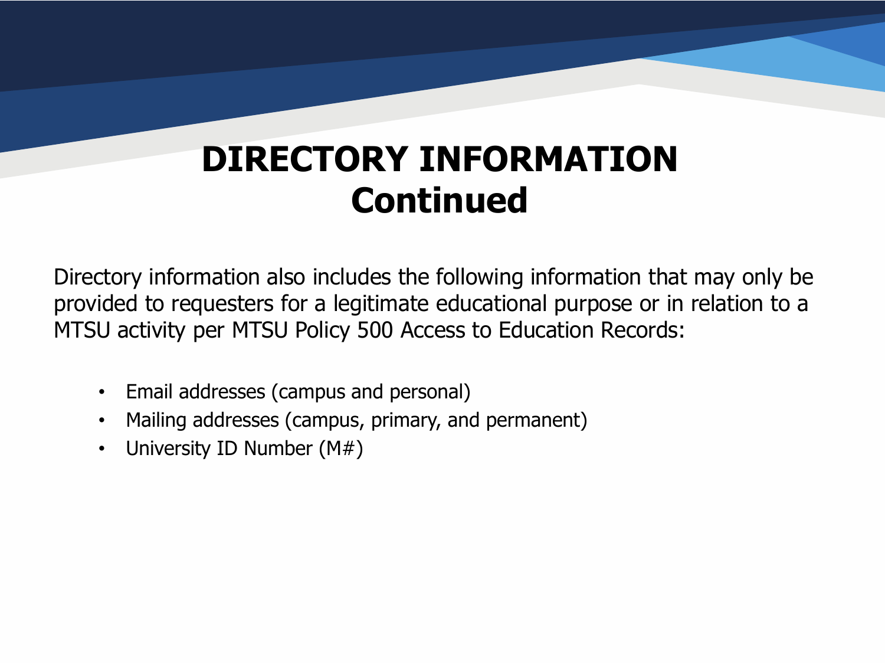# DIRECTORY INFORMATION
# Continued

Directory information also includes the following information that may only be provided to requesters for a legitimate educational purpose or in relation to a MTSU activity per MTSU Policy 500 Access to Education Records:

- Email addresses (campus and personal)
- Mailing addresses (campus, primary, and permanent)
- University ID Number (M#)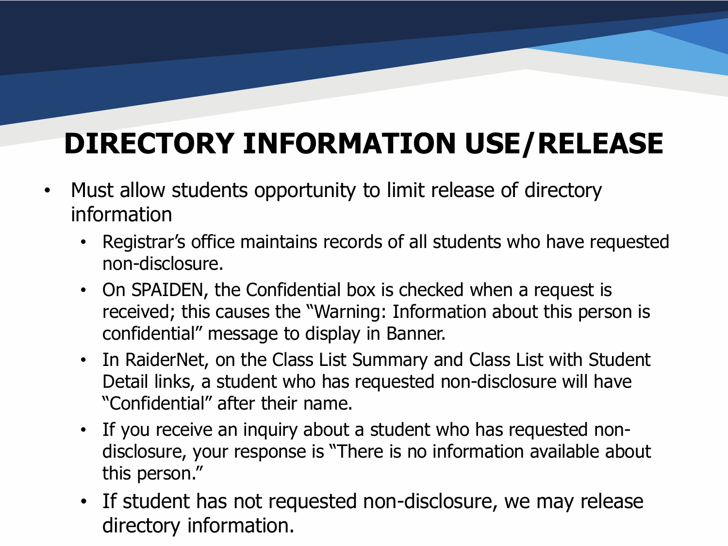# DIRECTORY INFORMATION USE/RELEASE

- Must allow students opportunity to limit release of directory information
  - Registrar's office maintains records of all students who have requested non-disclosure.
  - On SPAIDEN, the Confidential box is checked when a request is received; this causes the "Warning: Information about this person is confidential" message to display in Banner.
  - In RaiderNet, on the Class List Summary and Class List with Student Detail links, a student who has requested non-disclosure will have "Confidential" after their name.
  - If you receive an inquiry about a student who has requested non-disclosure, your response is "There is no information available about this person."
  - If student has not requested non-disclosure, we may release directory information.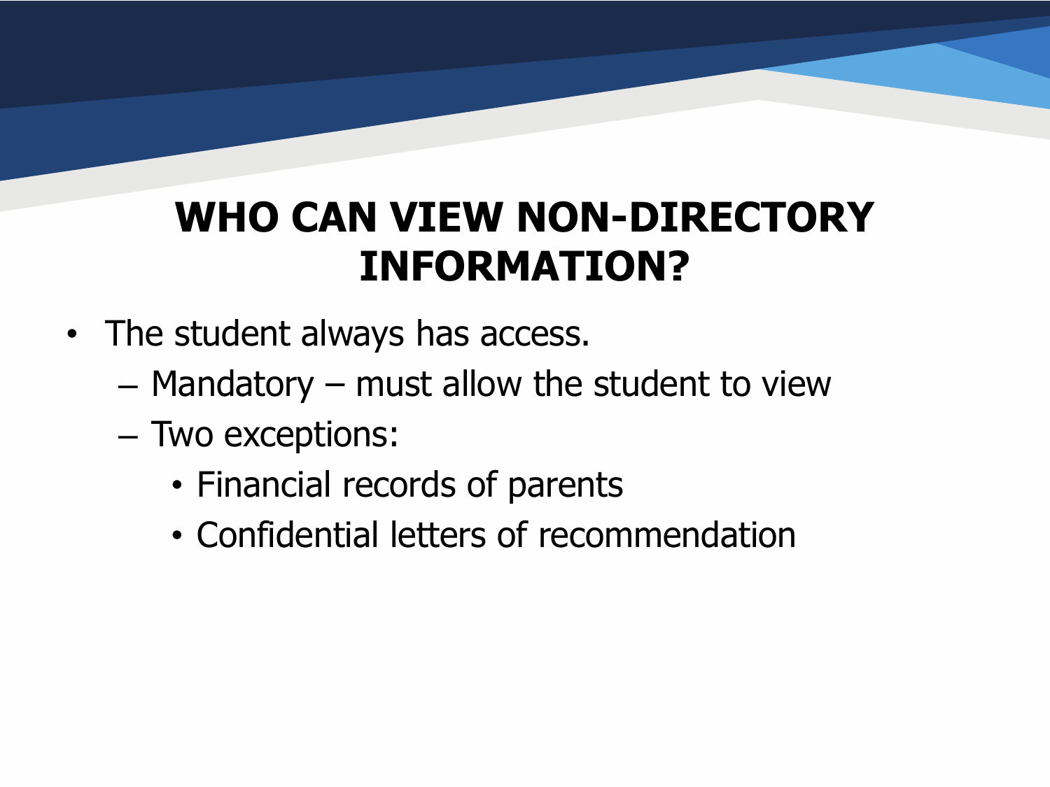# WHO CAN VIEW NON-DIRECTORY INFORMATION?

- The student always has access.
  - Mandatory – must allow the student to view
  - Two exceptions:
    - Financial records of parents
    - Confidential letters of recommendation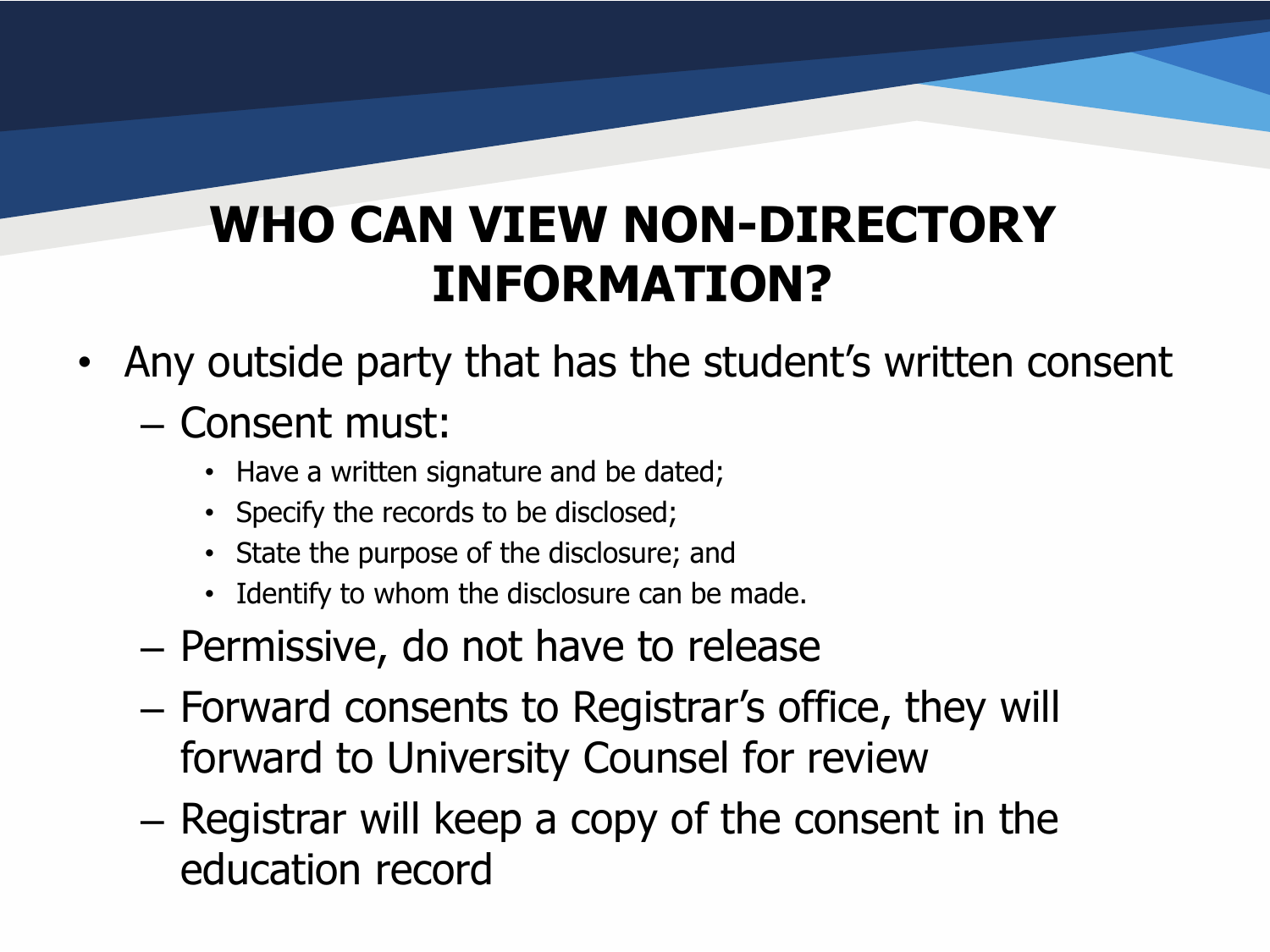# WHO CAN VIEW NON-DIRECTORY INFORMATION?

- Any outside party that has the student's written consent
  - Consent must:
    - Have a written signature and be dated;
    - Specify the records to be disclosed;
    - State the purpose of the disclosure; and
    - Identify to whom the disclosure can be made.
  - Permissive, do not have to release
  - Forward consents to Registrar's office, they will forward to University Counsel for review
  - Registrar will keep a copy of the consent in the education record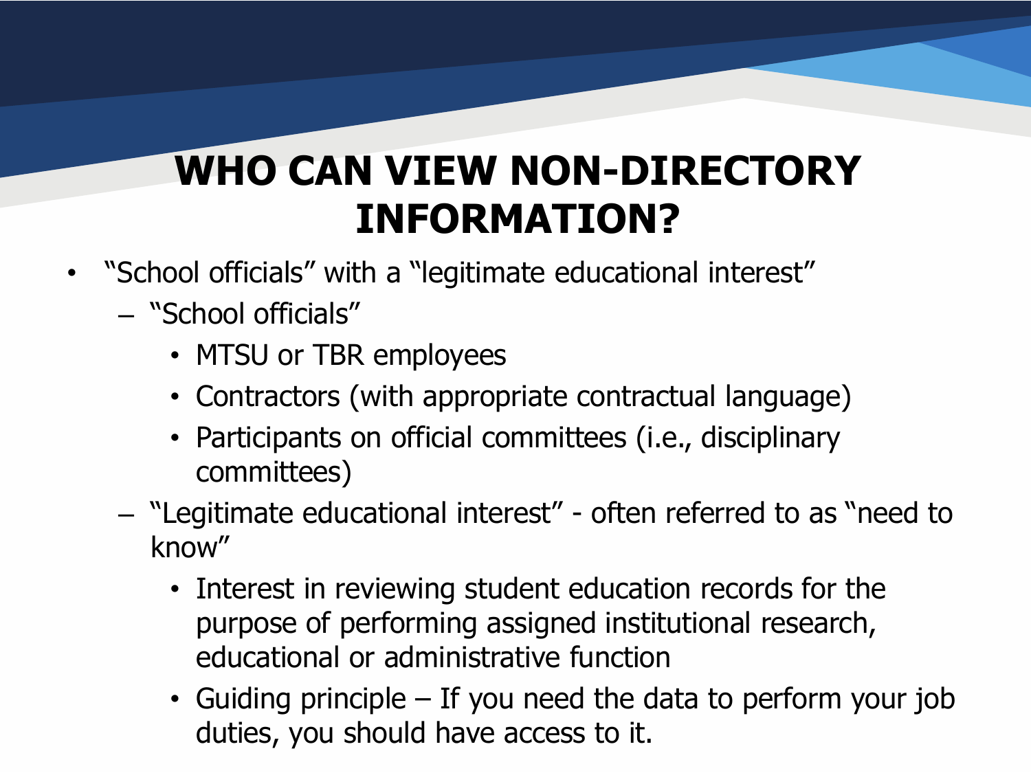# WHO CAN VIEW NON-DIRECTORY INFORMATION?

- "School officials" with a "legitimate educational interest"
  - "School officials"
    - MTSU or TBR employees
    - Contractors (with appropriate contractual language)
    - Participants on official committees (i.e., disciplinary committees)
  - "Legitimate educational interest" - often referred to as "need to know"
    - Interest in reviewing student education records for the purpose of performing assigned institutional research, educational or administrative function
    - Guiding principle – If you need the data to perform your job duties, you should have access to it.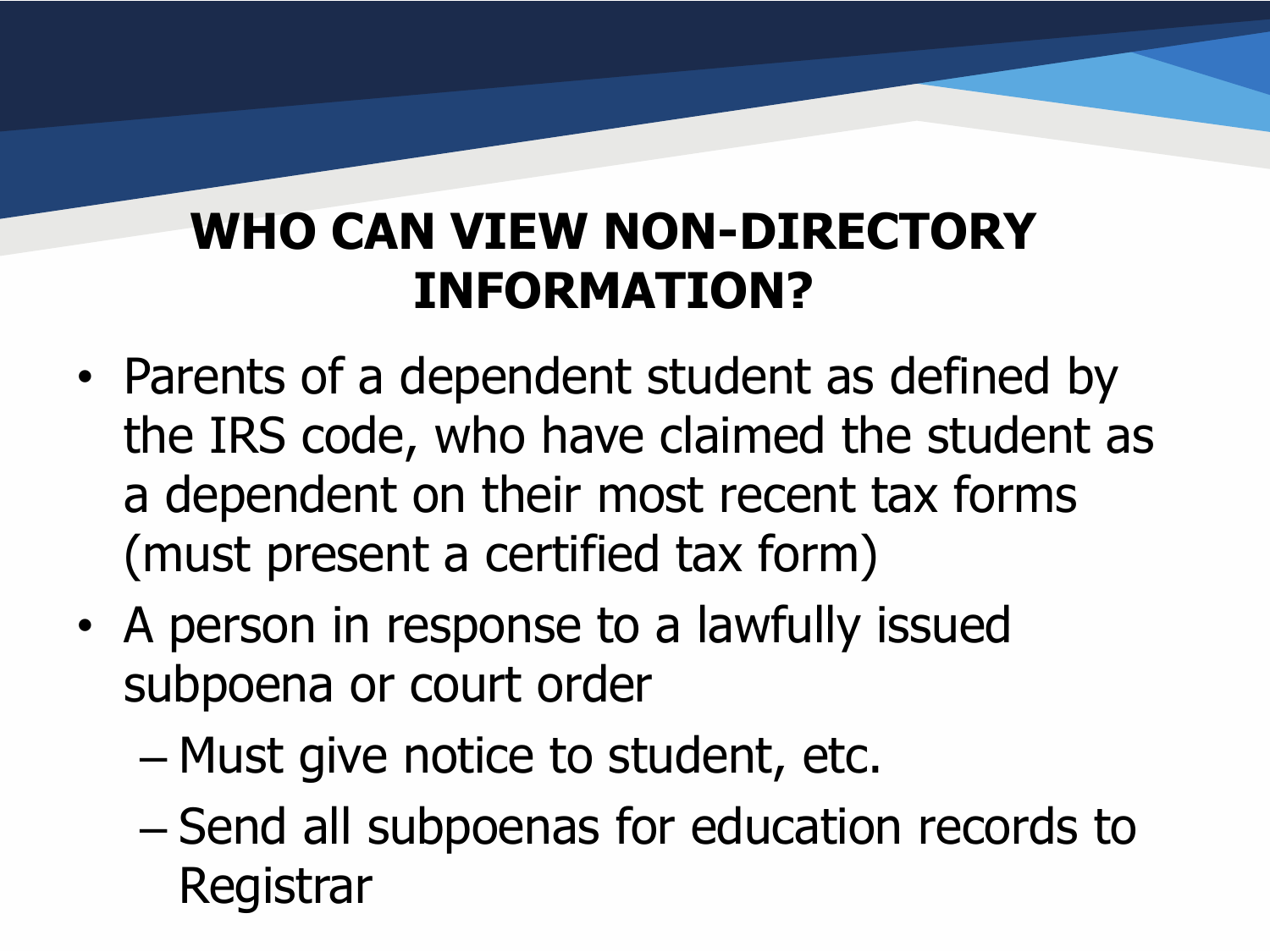# WHO CAN VIEW NON-DIRECTORY INFORMATION?

- Parents of a dependent student as defined by the IRS code, who have claimed the student as a dependent on their most recent tax forms (must present a certified tax form)
- A person in response to a lawfully issued subpoena or court order
  - Must give notice to student, etc.
  - Send all subpoenas for education records to Registrar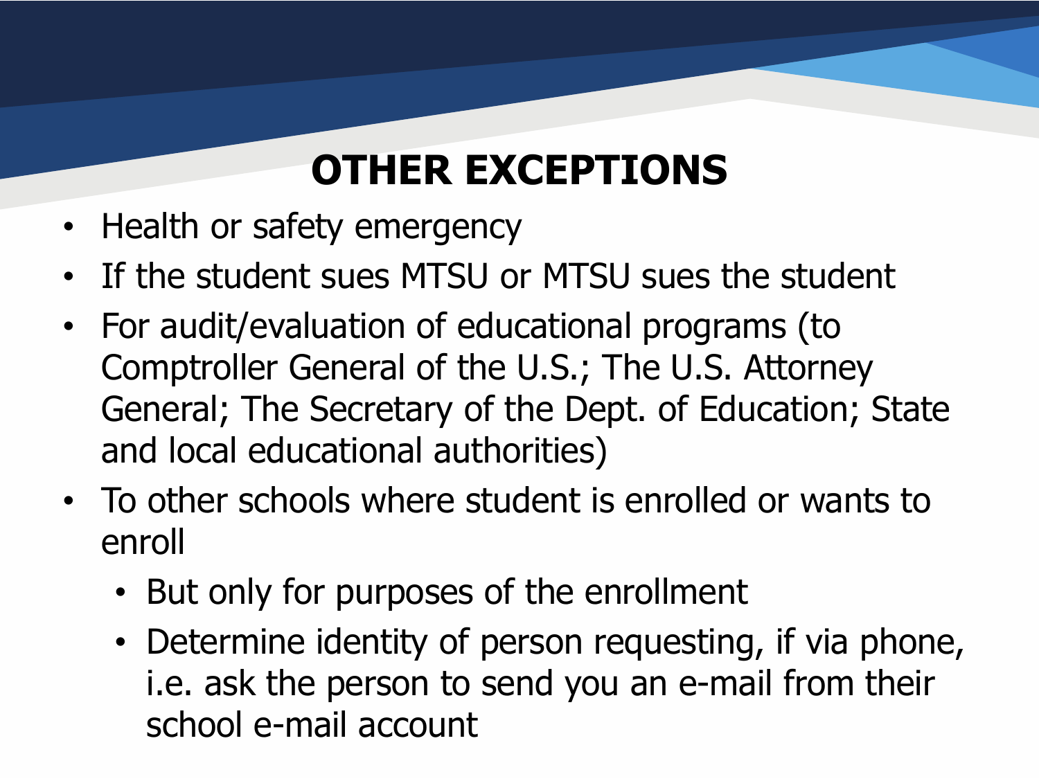# OTHER EXCEPTIONS

- Health or safety emergency
- If the student sues MTSU or MTSU sues the student
- For audit/evaluation of educational programs (to Comptroller General of the U.S.; The U.S. Attorney General; The Secretary of the Dept. of Education; State and local educational authorities)
- To other schools where student is enrolled or wants to enroll
  - But only for purposes of the enrollment
  - Determine identity of person requesting, if via phone, i.e. ask the person to send you an e-mail from their school e-mail account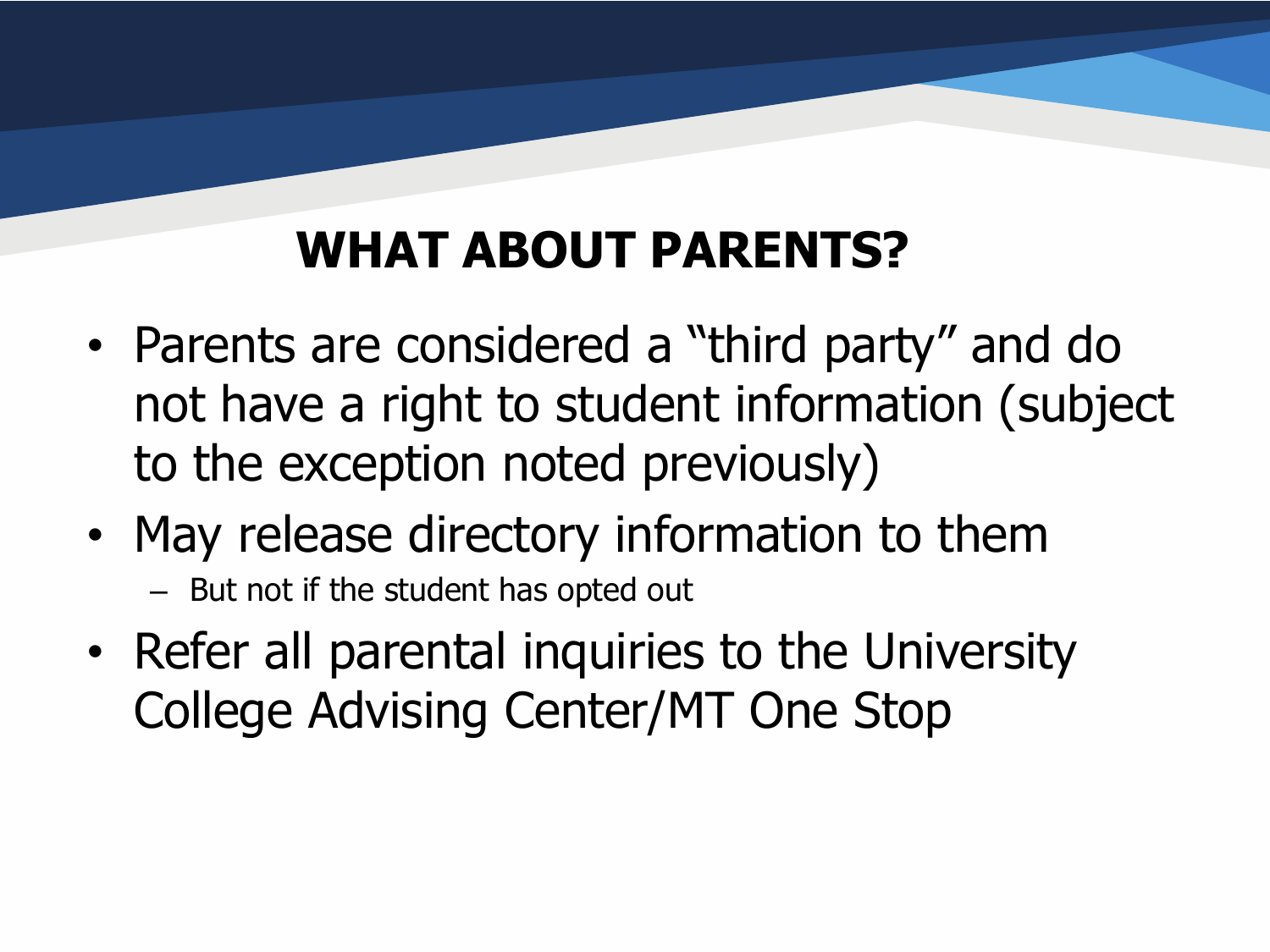# WHAT ABOUT PARENTS?

- Parents are considered a "third party" and do not have a right to student information (subject to the exception noted previously)
- May release directory information to them
  - But not if the student has opted out
- Refer all parental inquiries to the University College Advising Center/MT One Stop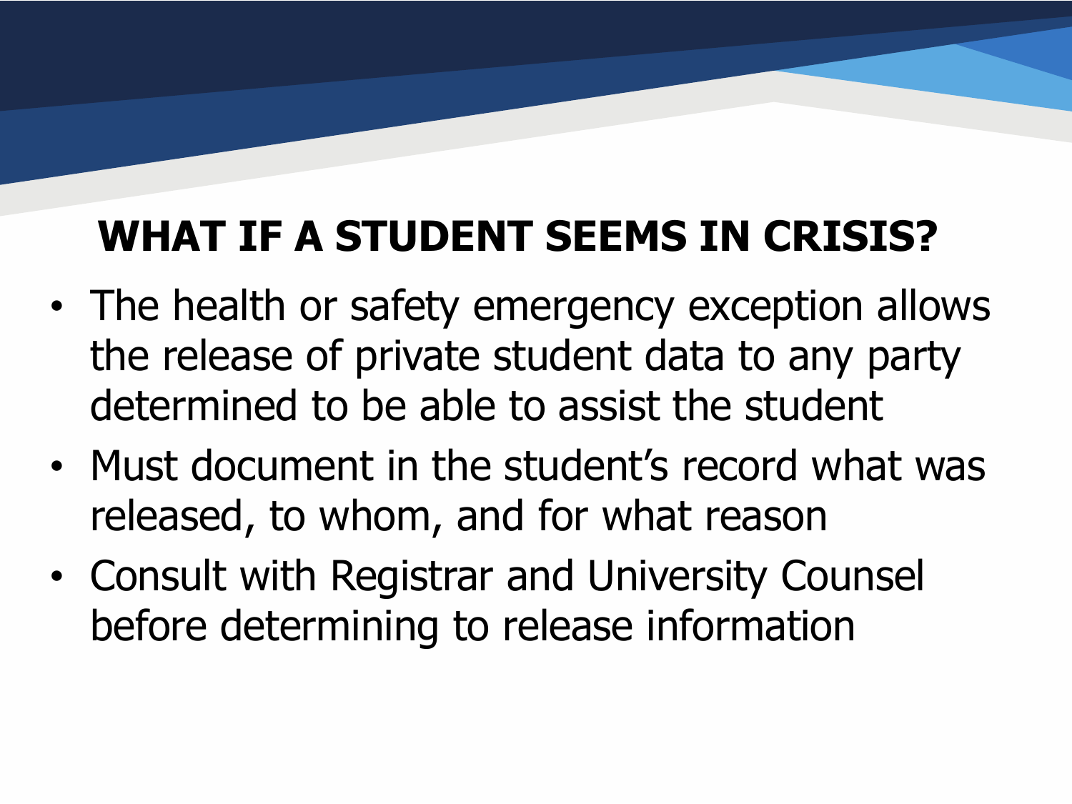# WHAT IF A STUDENT SEEMS IN CRISIS?

- The health or safety emergency exception allows the release of private student data to any party determined to be able to assist the student
- Must document in the student's record what was released, to whom, and for what reason
- Consult with Registrar and University Counsel before determining to release information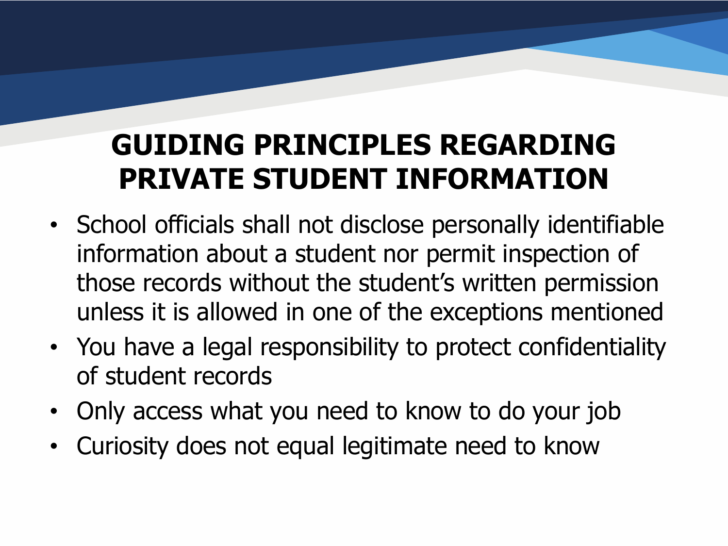# GUIDING PRINCIPLES REGARDING PRIVATE STUDENT INFORMATION

- School officials shall not disclose personally identifiable information about a student nor permit inspection of those records without the student's written permission unless it is allowed in one of the exceptions mentioned
- You have a legal responsibility to protect confidentiality of student records
- Only access what you need to know to do your job
- Curiosity does not equal legitimate need to know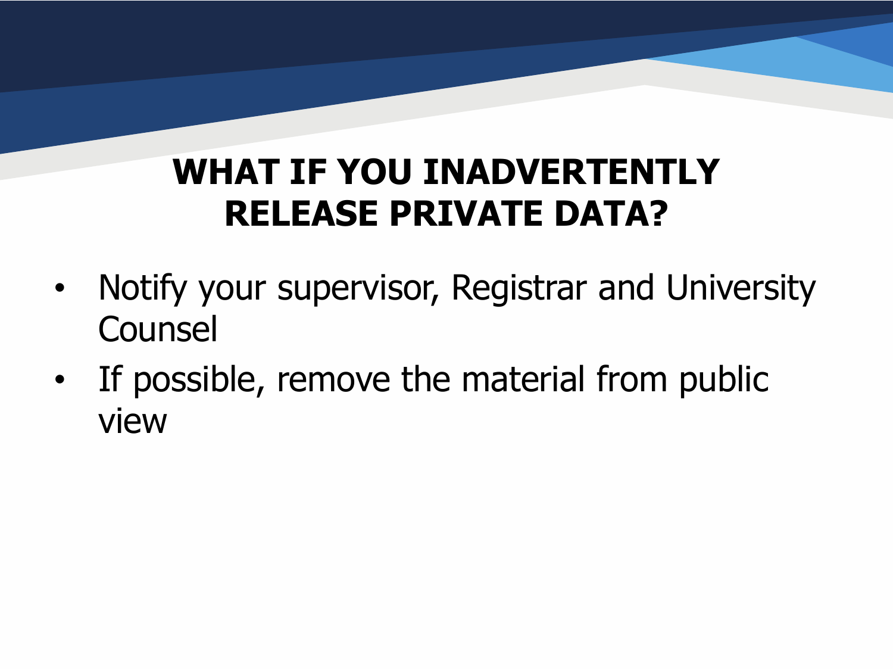# WHAT IF YOU INADVERTENTLY RELEASE PRIVATE DATA?

- Notify your supervisor, Registrar and University Counsel
- If possible, remove the material from public view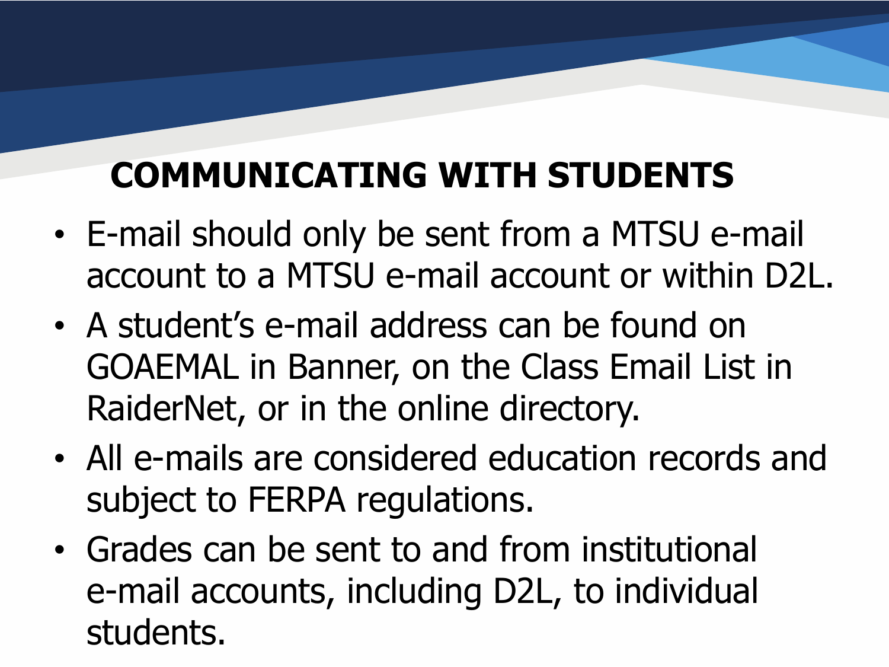# COMMUNICATING WITH STUDENTS

- E-mail should only be sent from a MTSU e-mail account to a MTSU e-mail account or within D2L.
- A student's e-mail address can be found on GOAEMAL in Banner, on the Class Email List in RaiderNet, or in the online directory.
- All e-mails are considered education records and subject to FERPA regulations.
- Grades can be sent to and from institutional e-mail accounts, including D2L, to individual students.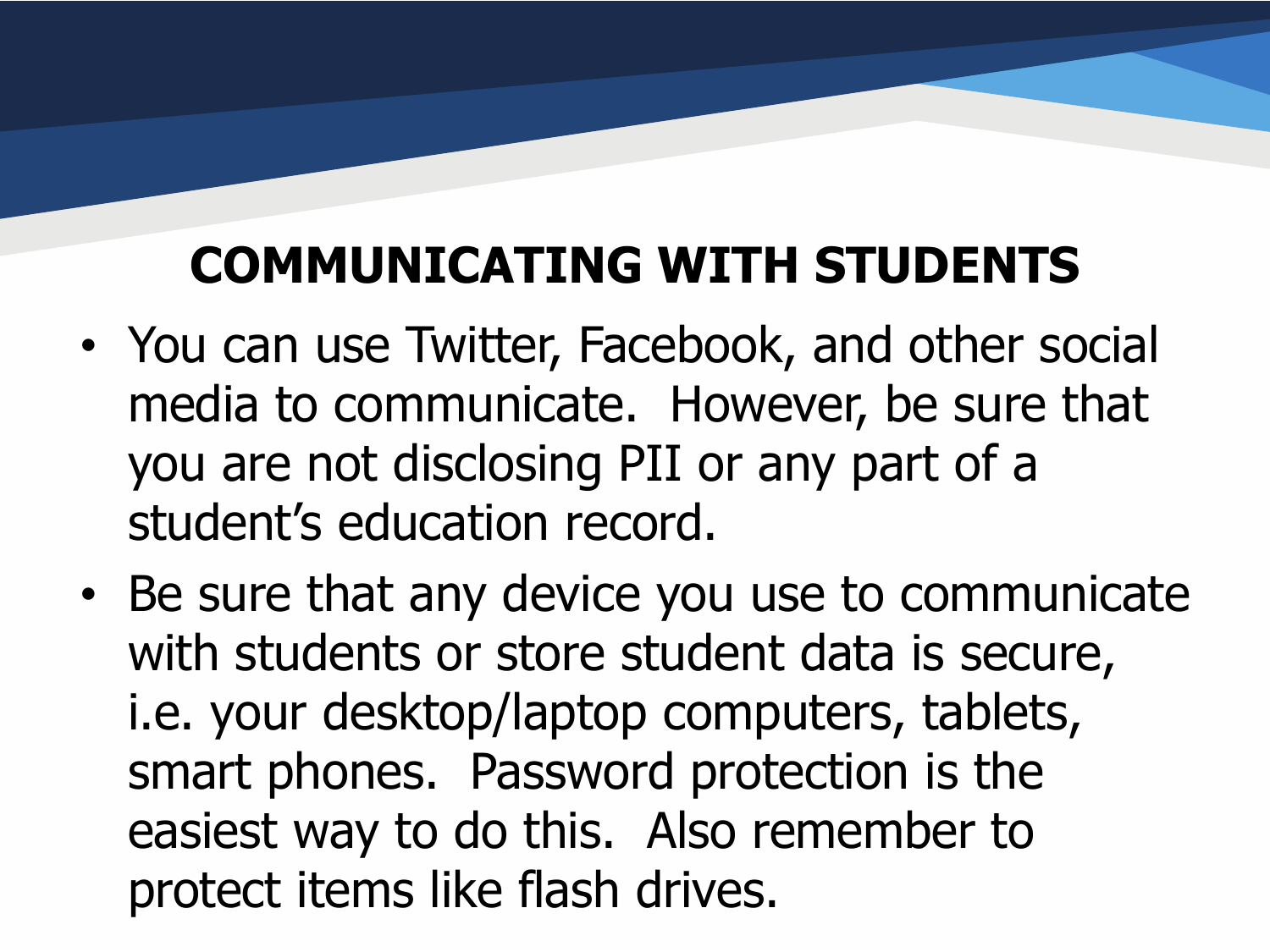## COMMUNICATING WITH STUDENTS

- You can use Twitter, Facebook, and other social media to communicate. However, be sure that you are not disclosing PII or any part of a student's education record.
- Be sure that any device you use to communicate with students or store student data is secure, i.e. your desktop/laptop computers, tablets, smart phones. Password protection is the easiest way to do this. Also remember to protect items like flash drives.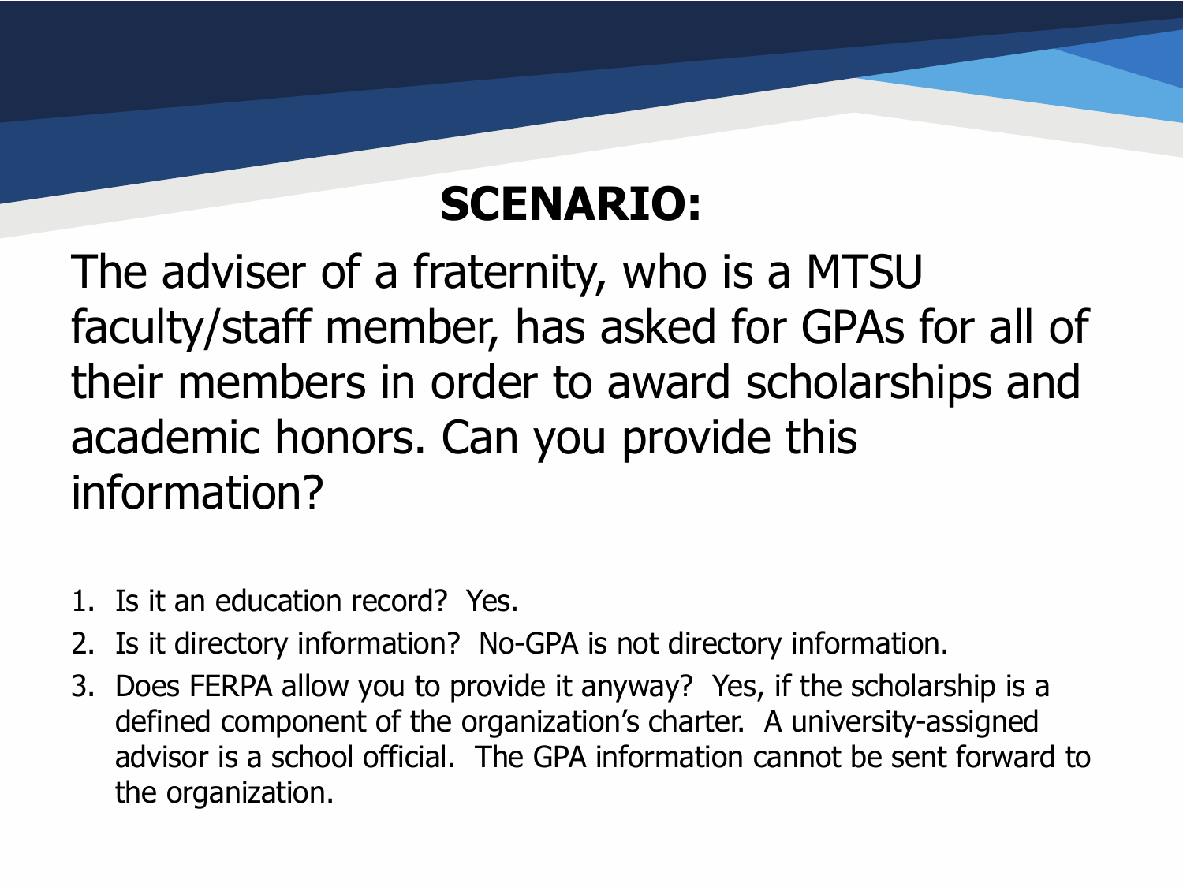# SCENARIO:

The adviser of a fraternity, who is a MTSU faculty/staff member, has asked for GPAs for all of their members in order to award scholarships and academic honors. Can you provide this information?

1. Is it an education record? Yes.
2. Is it directory information? No-GPA is not directory information.
3. Does FERPA allow you to provide it anyway? Yes, if the scholarship is a defined component of the organization's charter. A university-assigned advisor is a school official. The GPA information cannot be sent forward to the organization.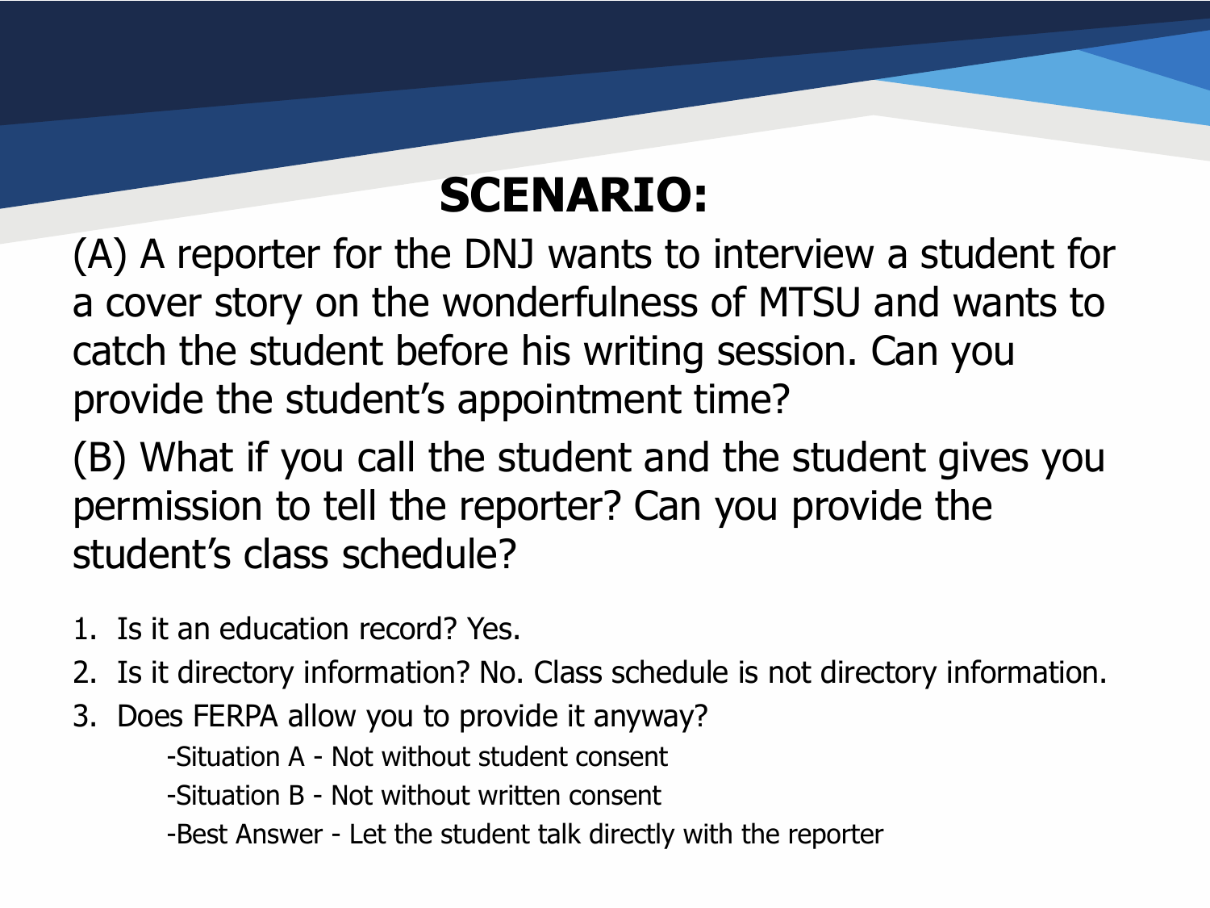# SCENARIO:

(A) A reporter for the DNJ wants to interview a student for a cover story on the wonderfulness of MTSU and wants to catch the student before his writing session. Can you provide the student's appointment time?

(B) What if you call the student and the student gives you permission to tell the reporter? Can you provide the student's class schedule?

1. Is it an education record? Yes.
2. Is it directory information? No. Class schedule is not directory information.
3. Does FERPA allow you to provide it anyway?
   - -Situation A - Not without student consent
   - -Situation B - Not without written consent
   - -Best Answer - Let the student talk directly with the reporter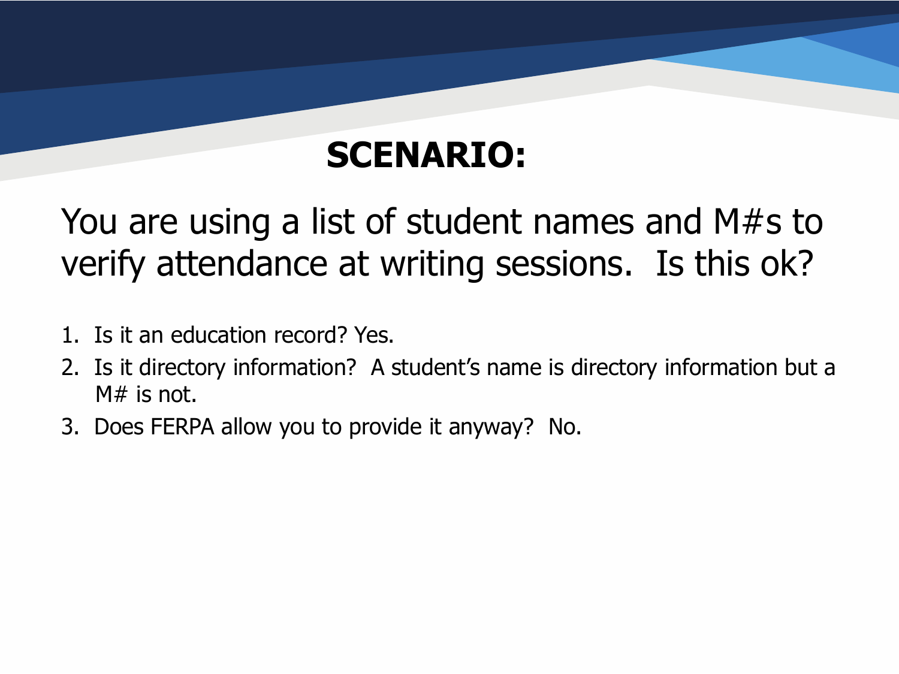# SCENARIO:

You are using a list of student names and M#s to verify attendance at writing sessions.  Is this ok?

1. Is it an education record? Yes.
2. Is it directory information?  A student's name is directory information but a M# is not.
3. Does FERPA allow you to provide it anyway?  No.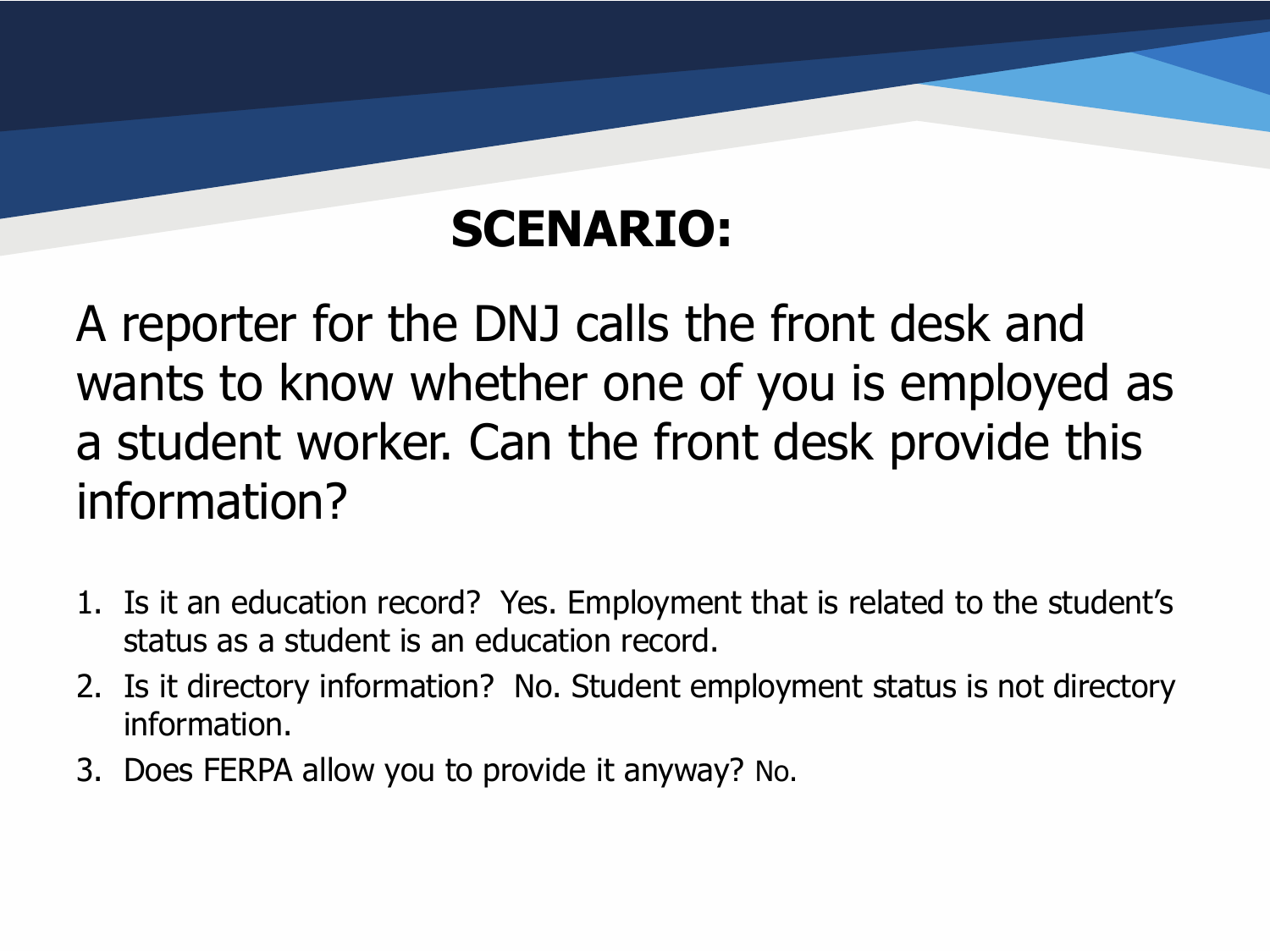# SCENARIO:

A reporter for the DNJ calls the front desk and wants to know whether one of you is employed as a student worker. Can the front desk provide this information?

1. Is it an education record? Yes. Employment that is related to the student's status as a student is an education record.
2. Is it directory information? No. Student employment status is not directory information.
3. Does FERPA allow you to provide it anyway? No.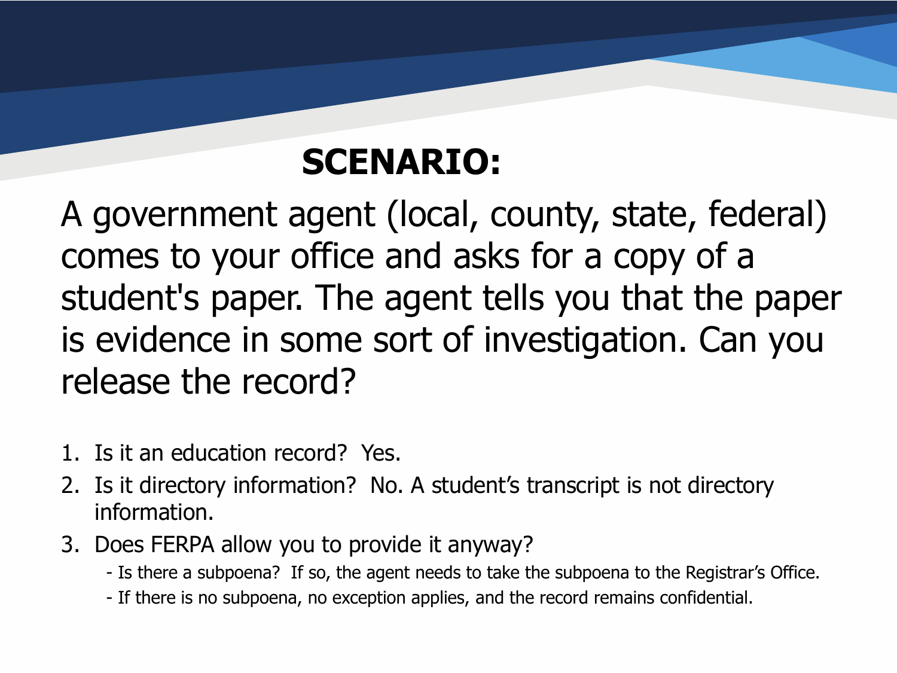# SCENARIO:

A government agent (local, county, state, federal) comes to your office and asks for a copy of a student's paper. The agent tells you that the paper is evidence in some sort of investigation. Can you release the record?

1. Is it an education record? Yes.
2. Is it directory information? No. A student's transcript is not directory information.
3. Does FERPA allow you to provide it anyway?
   - Is there a subpoena? If so, the agent needs to take the subpoena to the Registrar's Office.
   - If there is no subpoena, no exception applies, and the record remains confidential.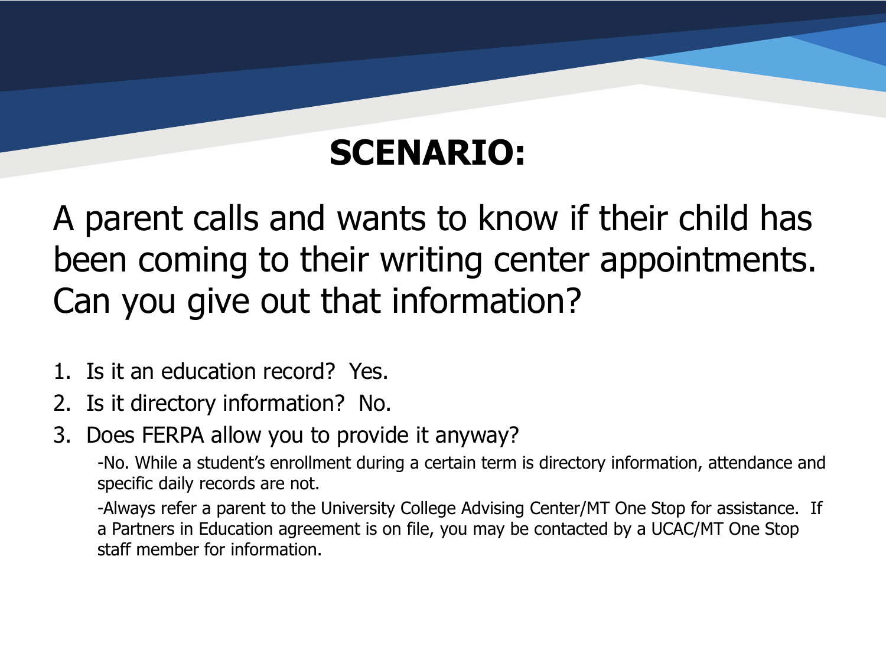# SCENARIO:

A parent calls and wants to know if their child has been coming to their writing center appointments. Can you give out that information?

1. Is it an education record? Yes.
2. Is it directory information? No.
3. Does FERPA allow you to provide it anyway?

    -No. While a student's enrollment during a certain term is directory information, attendance and specific daily records are not.

    -Always refer a parent to the University College Advising Center/MT One Stop for assistance. If a Partners in Education agreement is on file, you may be contacted by a UCAC/MT One Stop staff member for information.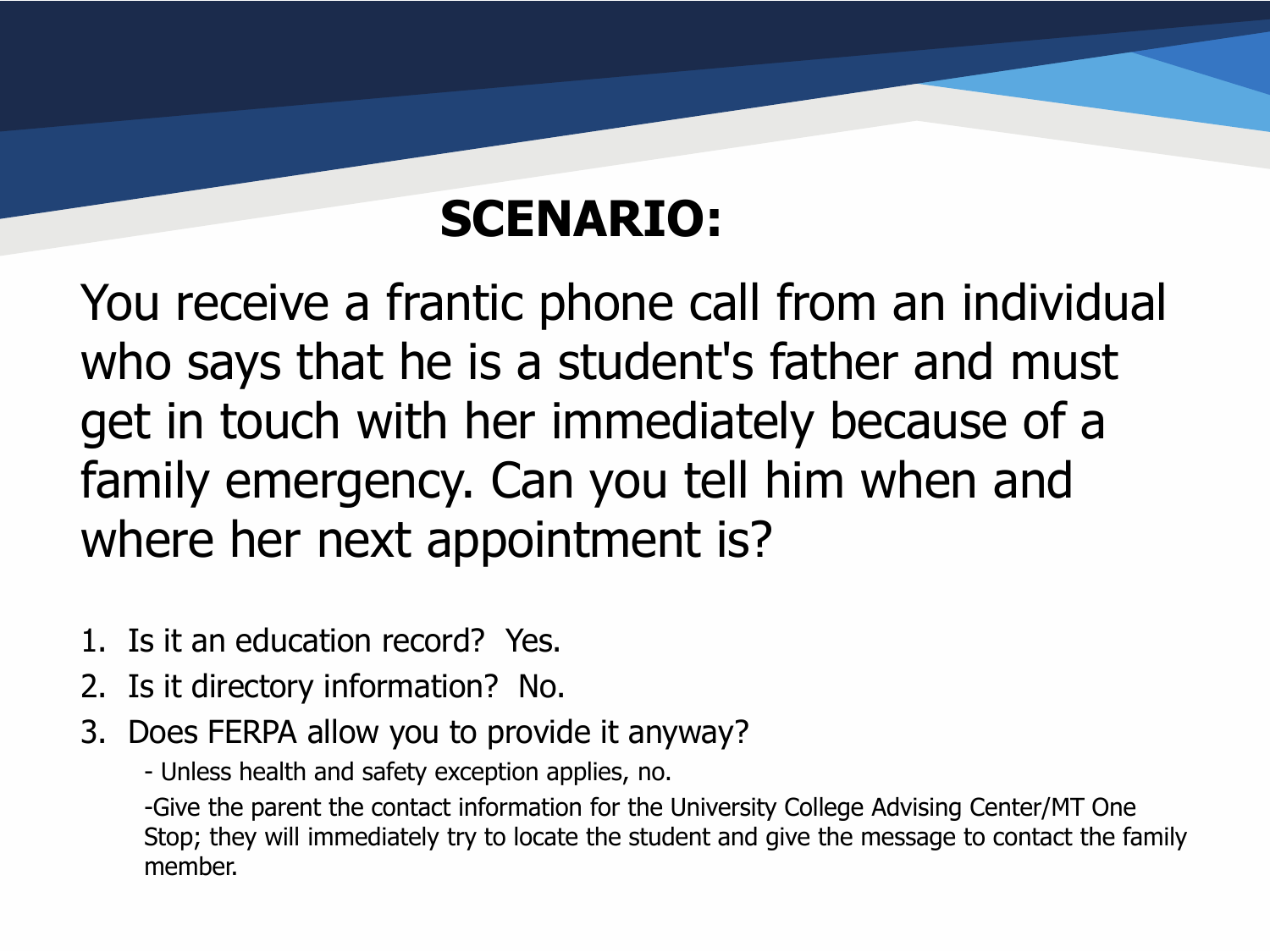# SCENARIO:

You receive a frantic phone call from an individual who says that he is a student's father and must get in touch with her immediately because of a family emergency. Can you tell him when and where her next appointment is?

1. Is it an education record? Yes.
2. Is it directory information? No.
3. Does FERPA allow you to provide it anyway?

   - Unless health and safety exception applies, no.

   -Give the parent the contact information for the University College Advising Center/MT One Stop; they will immediately try to locate the student and give the message to contact the family member.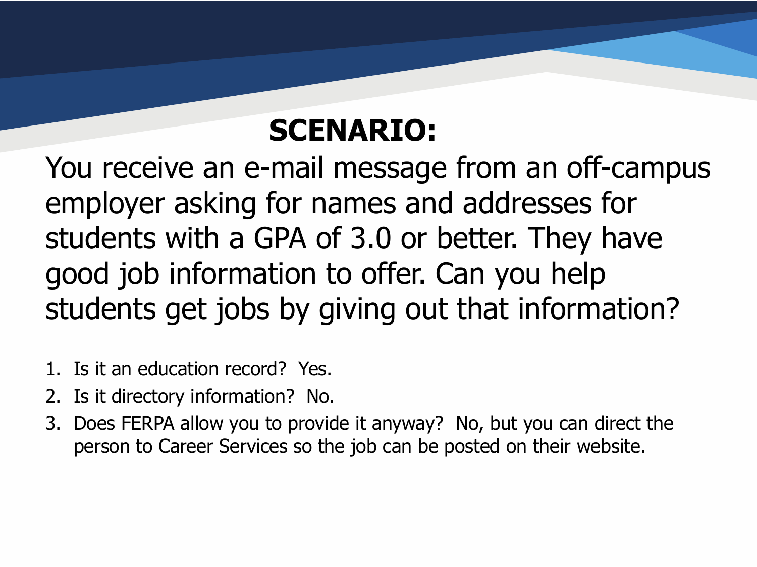## SCENARIO:

You receive an e-mail message from an off-campus employer asking for names and addresses for students with a GPA of 3.0 or better. They have good job information to offer. Can you help students get jobs by giving out that information?

1. Is it an education record? Yes.
2. Is it directory information? No.
3. Does FERPA allow you to provide it anyway? No, but you can direct the person to Career Services so the job can be posted on their website.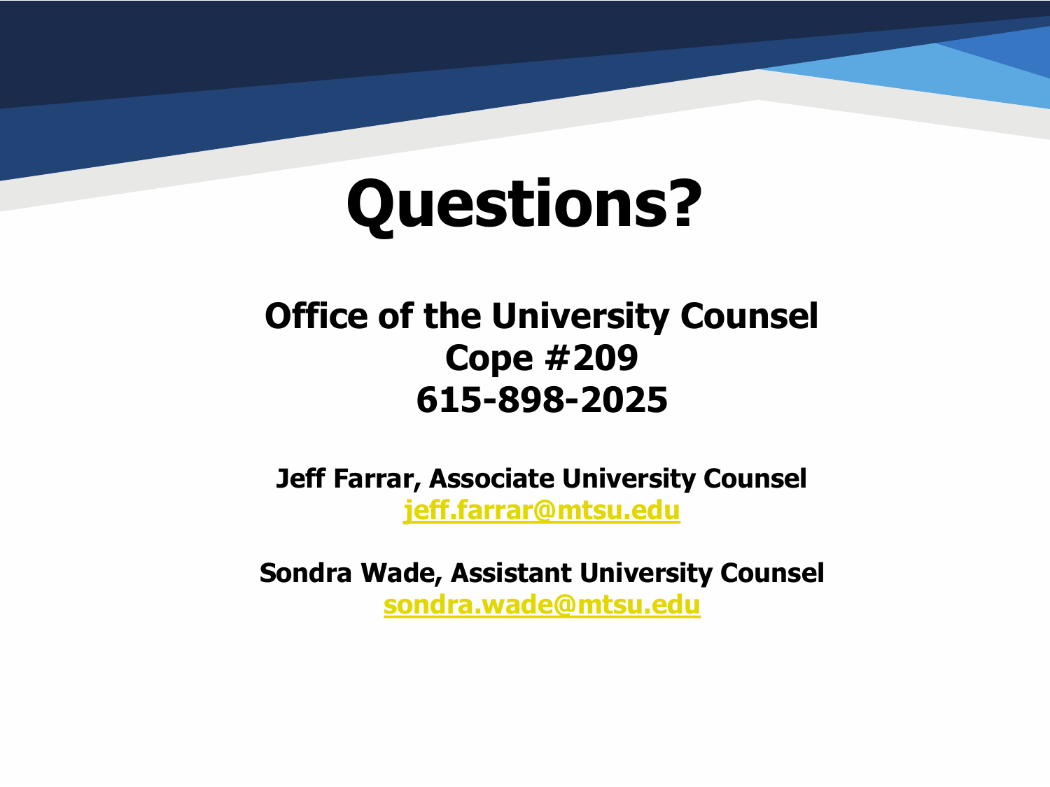# Questions?

**Office of the University Counsel**
**Cope #209**
**615-898-2025**

**Jeff Farrar, Associate University Counsel**
**jeff.farrar@mtsu.edu**

**Sondra Wade, Assistant University Counsel**
**sondra.wade@mtsu.edu**